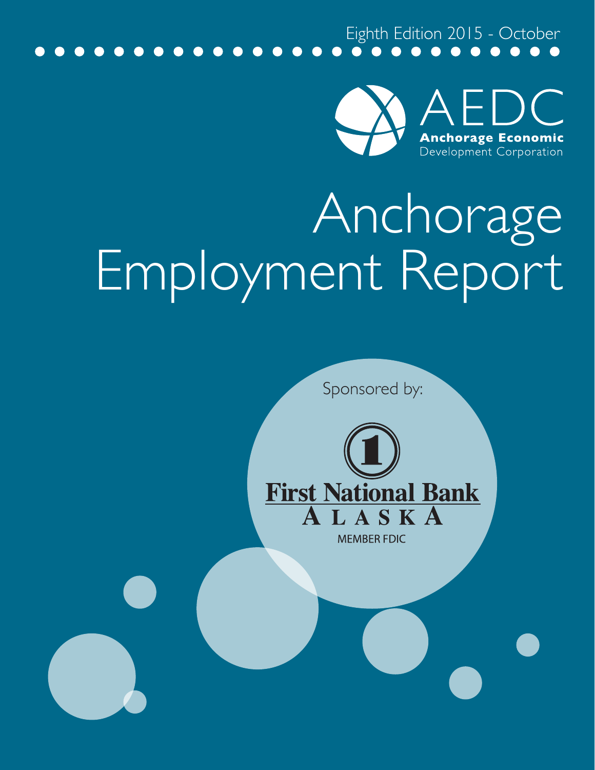Eighth Edition 2015 - October

AEDC

**Anchorage Economic**
Development Corporation

# Anchorage Employment Report

Sponsored by:

**First National Bank**
**ALASKA**
MEMBER FDIC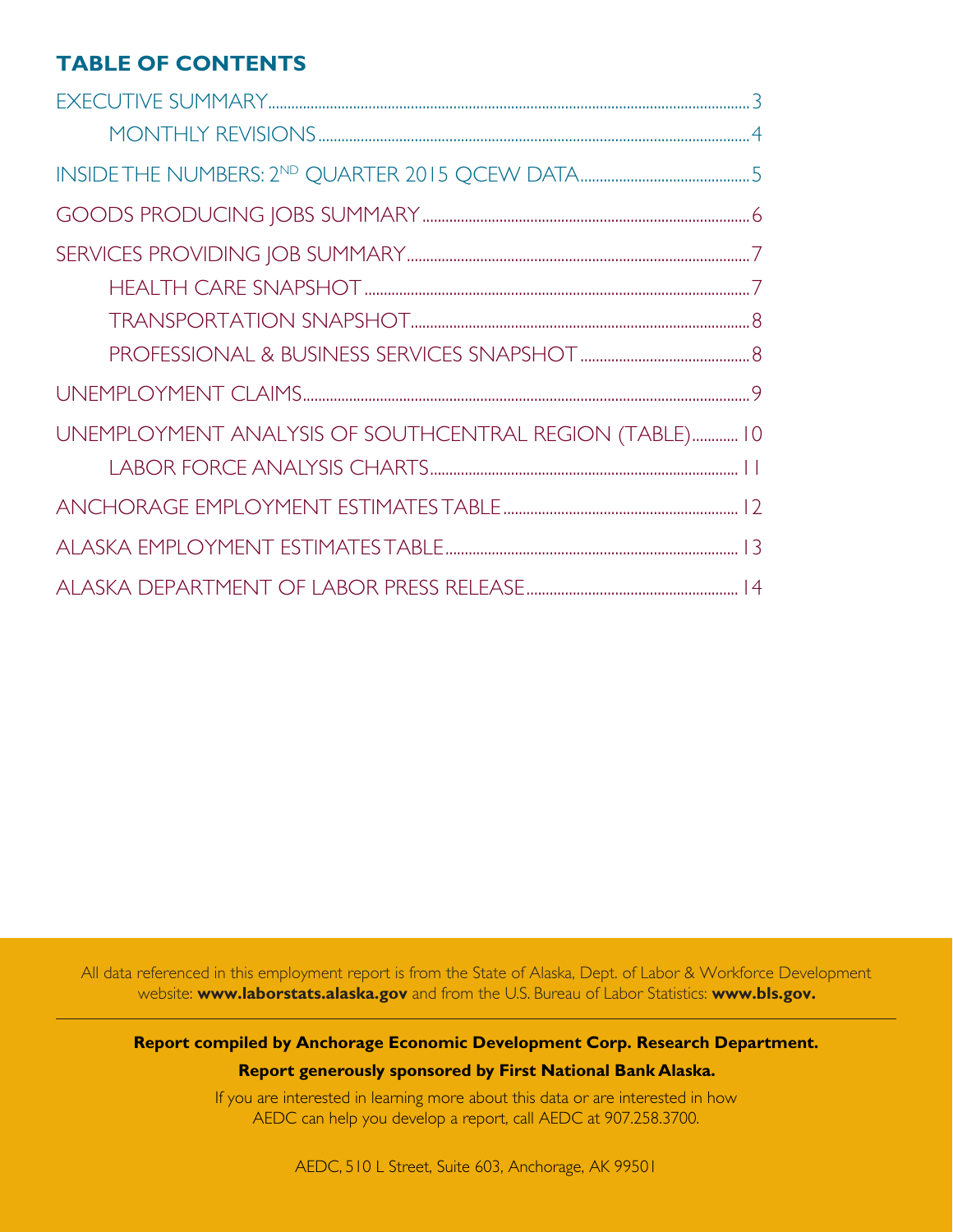## TABLE OF CONTENTS

EXECUTIVE SUMMARY....................3

MONTHLY REVISIONS....................4

INSIDE THE NUMBERS: 2ND QUARTER 2015 QCEW DATA....................5

GOODS PRODUCING JOBS SUMMARY....................6

SERVICES PROVIDING JOB SUMMARY....................7

HEALTH CARE SNAPSHOT....................7

TRANSPORTATION SNAPSHOT....................8

PROFESSIONAL & BUSINESS SERVICES SNAPSHOT....................8

UNEMPLOYMENT CLAIMS....................9

UNEMPLOYMENT ANALYSIS OF SOUTHCENTRAL REGION (TABLE)....................10

LABOR FORCE ANALYSIS CHARTS....................11

ANCHORAGE EMPLOYMENT ESTIMATES TABLE....................12

ALASKA EMPLOYMENT ESTIMATES TABLE....................13

ALASKA DEPARTMENT OF LABOR PRESS RELEASE....................14

All data referenced in this employment report is from the State of Alaska, Dept. of Labor & Workforce Development website: **www.laborstats.alaska.gov** and from the U.S. Bureau of Labor Statistics: **www.bls.gov.**

---

**Report compiled by Anchorage Economic Development Corp. Research Department.**

**Report generously sponsored by First National Bank Alaska.**

If you are interested in learning more about this data or are interested in how AEDC can help you develop a report, call AEDC at 907.258.3700.

AEDC, 510 L Street, Suite 603, Anchorage, AK 99501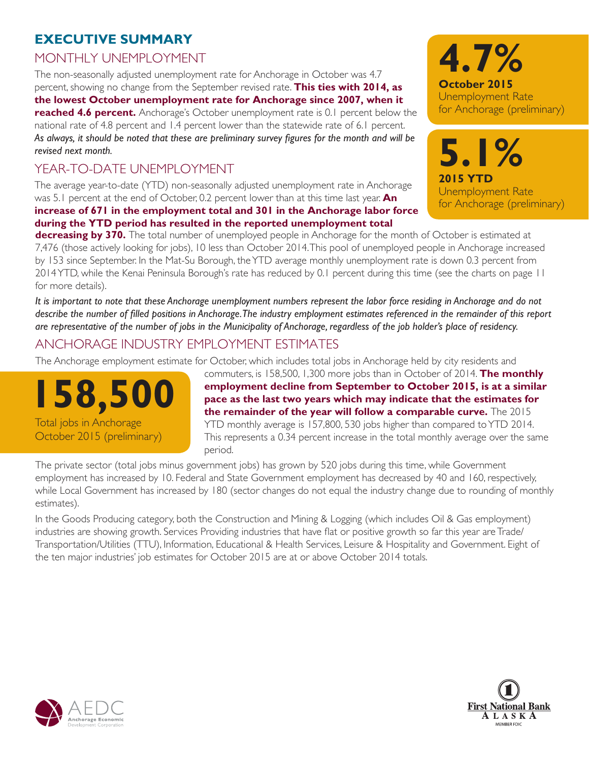# EXECUTIVE SUMMARY

## MONTHLY UNEMPLOYMENT

The non-seasonally adjusted unemployment rate for Anchorage in October was 4.7 percent, showing no change from the September revised rate. **This ties with 2014, as the lowest October unemployment rate for Anchorage since 2007, when it reached 4.6 percent.** Anchorage's October unemployment rate is 0.1 percent below the national rate of 4.8 percent and 1.4 percent lower than the statewide rate of 6.1 percent. *As always, it should be noted that these are preliminary survey figures for the month and will be revised next month.*

**4.7%**
**October 2015**
Unemployment Rate for Anchorage (preliminary)

## YEAR-TO-DATE UNEMPLOYMENT

The average year-to-date (YTD) non-seasonally adjusted unemployment rate in Anchorage was 5.1 percent at the end of October, 0.2 percent lower than at this time last year. **An increase of 671 in the employment total and 301 in the Anchorage labor force during the YTD period has resulted in the reported unemployment total decreasing by 370.** The total number of unemployed people in Anchorage for the month of October is estimated at 7,476 (those actively looking for jobs), 10 less than October 2014. This pool of unemployed people in Anchorage increased by 153 since September. In the Mat-Su Borough, the YTD average monthly unemployment rate is down 0.3 percent from 2014 YTD, while the Kenai Peninsula Borough's rate has reduced by 0.1 percent during this time (see the charts on page 11 for more details).

**5.1%**
**2015 YTD**
Unemployment Rate for Anchorage (preliminary)

*It is important to note that these Anchorage unemployment numbers represent the labor force residing in Anchorage and do not describe the number of filled positions in Anchorage. The industry employment estimates referenced in the remainder of this report are representative of the number of jobs in the Municipality of Anchorage, regardless of the job holder's place of residency.*

## ANCHORAGE INDUSTRY EMPLOYMENT ESTIMATES

The Anchorage employment estimate for October, which includes total jobs in Anchorage held by city residents and commuters, is 158,500, 1,300 more jobs than in October of 2014. **The monthly employment decline from September to October 2015, is at a similar pace as the last two years which may indicate that the estimates for the remainder of the year will follow a comparable curve.** The 2015 YTD monthly average is 157,800, 530 jobs higher than compared to YTD 2014. This represents a 0.34 percent increase in the total monthly average over the same period.

**158,500**
Total jobs in Anchorage October 2015 (preliminary)

The private sector (total jobs minus government jobs) has grown by 520 jobs during this time, while Government employment has increased by 10. Federal and State Government employment has decreased by 40 and 160, respectively, while Local Government has increased by 180 (sector changes do not equal the industry change due to rounding of monthly estimates).

In the Goods Producing category, both the Construction and Mining & Logging (which includes Oil & Gas employment) industries are showing growth. Services Providing industries that have flat or positive growth so far this year are Trade/Transportation/Utilities (TTU), Information, Educational & Health Services, Leisure & Hospitality and Government. Eight of the ten major industries' job estimates for October 2015 are at or above October 2014 totals.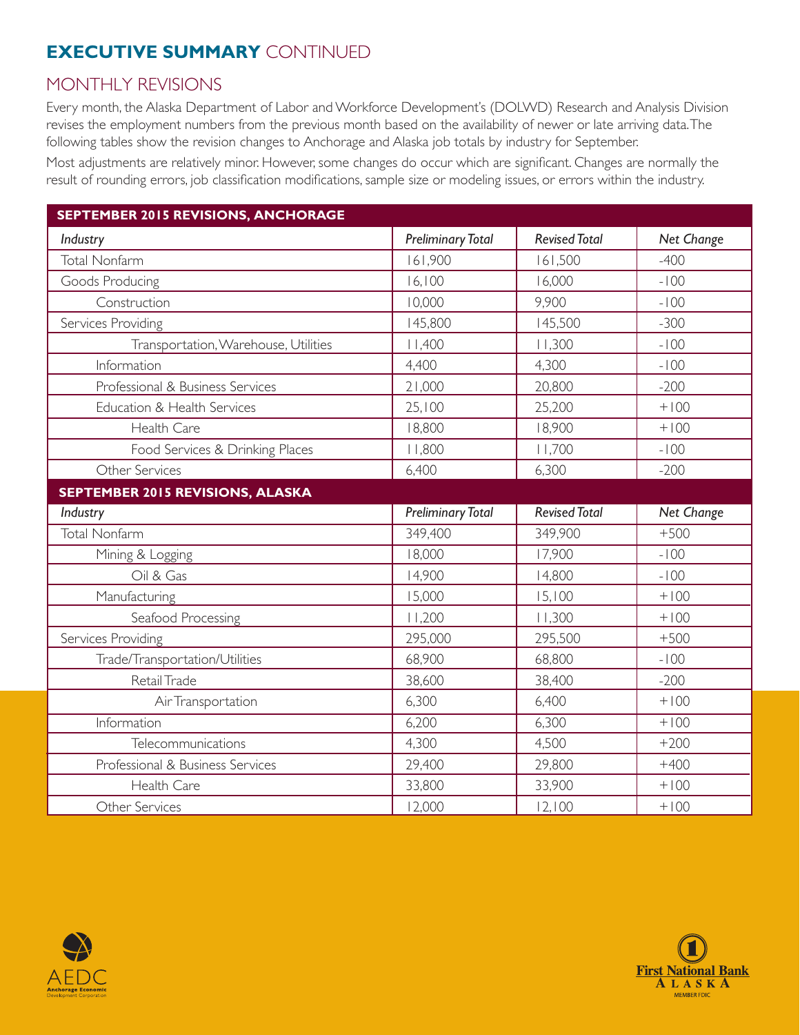# EXECUTIVE SUMMARY CONTINUED

## MONTHLY REVISIONS

Every month, the Alaska Department of Labor and Workforce Development's (DOLWD) Research and Analysis Division revises the employment numbers from the previous month based on the availability of newer or late arriving data. The following tables show the revision changes to Anchorage and Alaska job totals by industry for September.

Most adjustments are relatively minor. However, some changes do occur which are significant. Changes are normally the result of rounding errors, job classification modifications, sample size or modeling issues, or errors within the industry.

| SEPTEMBER 2015 REVISIONS, ANCHORAGE | | | |
|---|---|---|---|
| *Industry* | *Preliminary Total* | *Revised Total* | *Net Change* |
| Total Nonfarm | 161,900 | 161,500 | -400 |
| Goods Producing | 16,100 | 16,000 | -100 |
| Construction | 10,000 | 9,900 | -100 |
| Services Providing | 145,800 | 145,500 | -300 |
| Transportation, Warehouse, Utilities | 11,400 | 11,300 | -100 |
| Information | 4,400 | 4,300 | -100 |
| Professional & Business Services | 21,000 | 20,800 | -200 |
| Education & Health Services | 25,100 | 25,200 | +100 |
| Health Care | 18,800 | 18,900 | +100 |
| Food Services & Drinking Places | 11,800 | 11,700 | -100 |
| Other Services | 6,400 | 6,300 | -200 |

| SEPTEMBER 2015 REVISIONS, ALASKA | | | |
|---|---|---|---|
| *Industry* | *Preliminary Total* | *Revised Total* | *Net Change* |
| Total Nonfarm | 349,400 | 349,900 | +500 |
| Mining & Logging | 18,000 | 17,900 | -100 |
| Oil & Gas | 14,900 | 14,800 | -100 |
| Manufacturing | 15,000 | 15,100 | +100 |
| Seafood Processing | 11,200 | 11,300 | +100 |
| Services Providing | 295,000 | 295,500 | +500 |
| Trade/Transportation/Utilities | 68,900 | 68,800 | -100 |
| Retail Trade | 38,600 | 38,400 | -200 |
| Air Transportation | 6,300 | 6,400 | +100 |
| Information | 6,200 | 6,300 | +100 |
| Telecommunications | 4,300 | 4,500 | +200 |
| Professional & Business Services | 29,400 | 29,800 | +400 |
| Health Care | 33,800 | 33,900 | +100 |
| Other Services | 12,000 | 12,100 | +100 |

AEDC
Anchorage Economic Development Corporation

First National Bank Alaska
MEMBER FDIC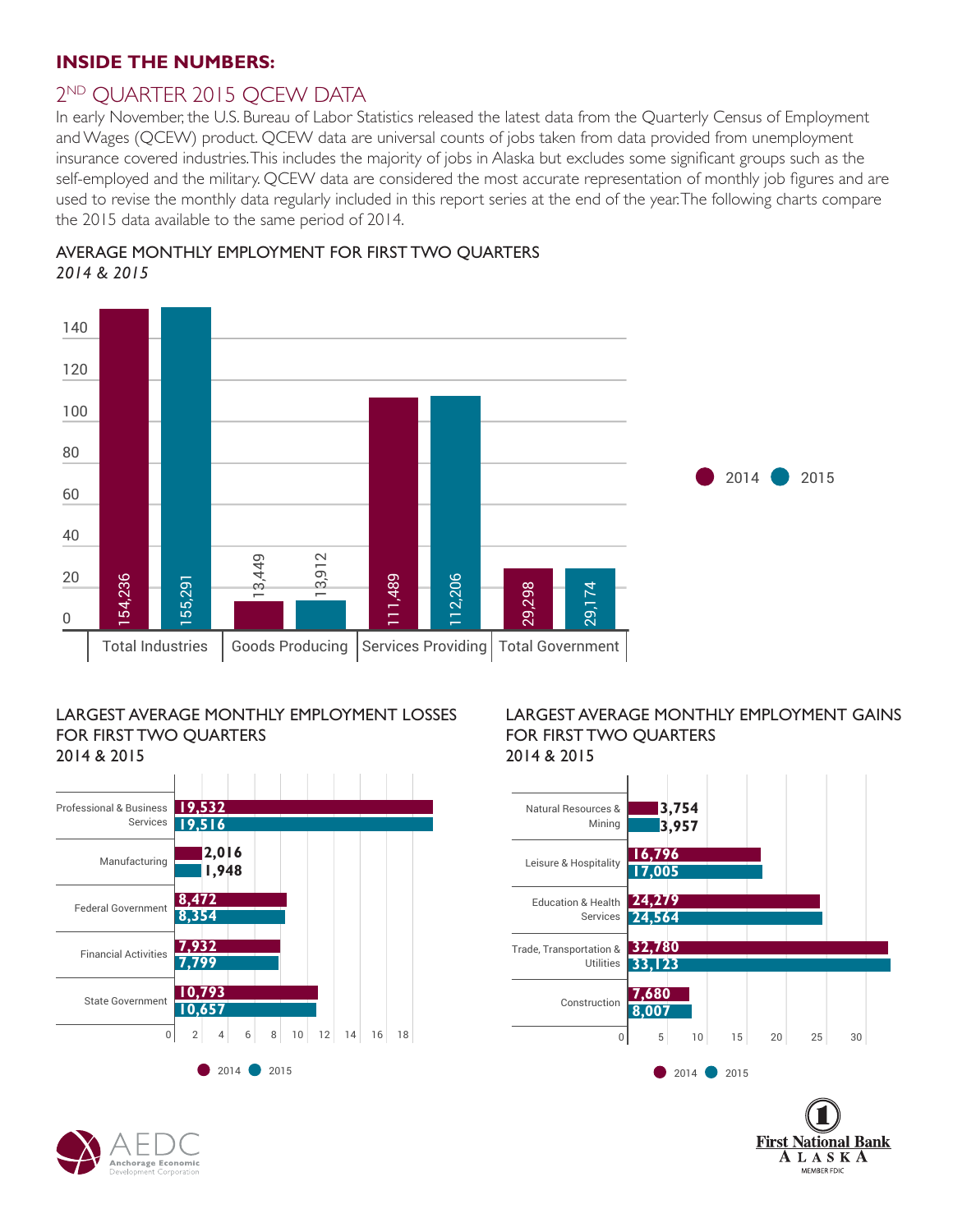## INSIDE THE NUMBERS:

## 2ND QUARTER 2015 QCEW DATA

In early November, the U.S. Bureau of Labor Statistics released the latest data from the Quarterly Census of Employment and Wages (QCEW) product. QCEW data are universal counts of jobs taken from data provided from unemployment insurance covered industries. This includes the majority of jobs in Alaska but excludes some significant groups such as the self-employed and the military. QCEW data are considered the most accurate representation of monthly job figures and are used to revise the monthly data regularly included in this report series at the end of the year. The following charts compare the 2015 data available to the same period of 2014.

### AVERAGE MONTHLY EMPLOYMENT FOR FIRST TWO QUARTERS

*2014 & 2015*

140
120
100
80
60
40
20
0

Total Industries: 154,236 / 155,291
Goods Producing: 13,449 / 13,912
Services Providing: 111,489 / 112,206
Total Government: 29,298 / 29,174

2014 2015

### LARGEST AVERAGE MONTHLY EMPLOYMENT LOSSES FOR FIRST TWO QUARTERS

2014 & 2015

Professional & Business Services: 19,532 / 19,516
Manufacturing: 2,016 / 1,948
Federal Government: 8,472 / 8,354
Financial Activities: 7,932 / 7,799
State Government: 10,793 / 10,657

0 2 4 6 8 10 12 14 16 18

2014 2015

### LARGEST AVERAGE MONTHLY EMPLOYMENT GAINS FOR FIRST TWO QUARTERS

2014 & 2015

Natural Resources & Mining: 3,754 / 3,957
Leisure & Hospitality: 16,796 / 17,005
Education & Health Services: 24,279 / 24,564
Trade, Transportation & Utilities: 32,780 / 33,123
Construction: 7,680 / 8,007

0 5 10 15 20 25 30

2014 2015

AEDC Anchorage Economic Development Corporation

First National Bank Alaska MEMBER FDIC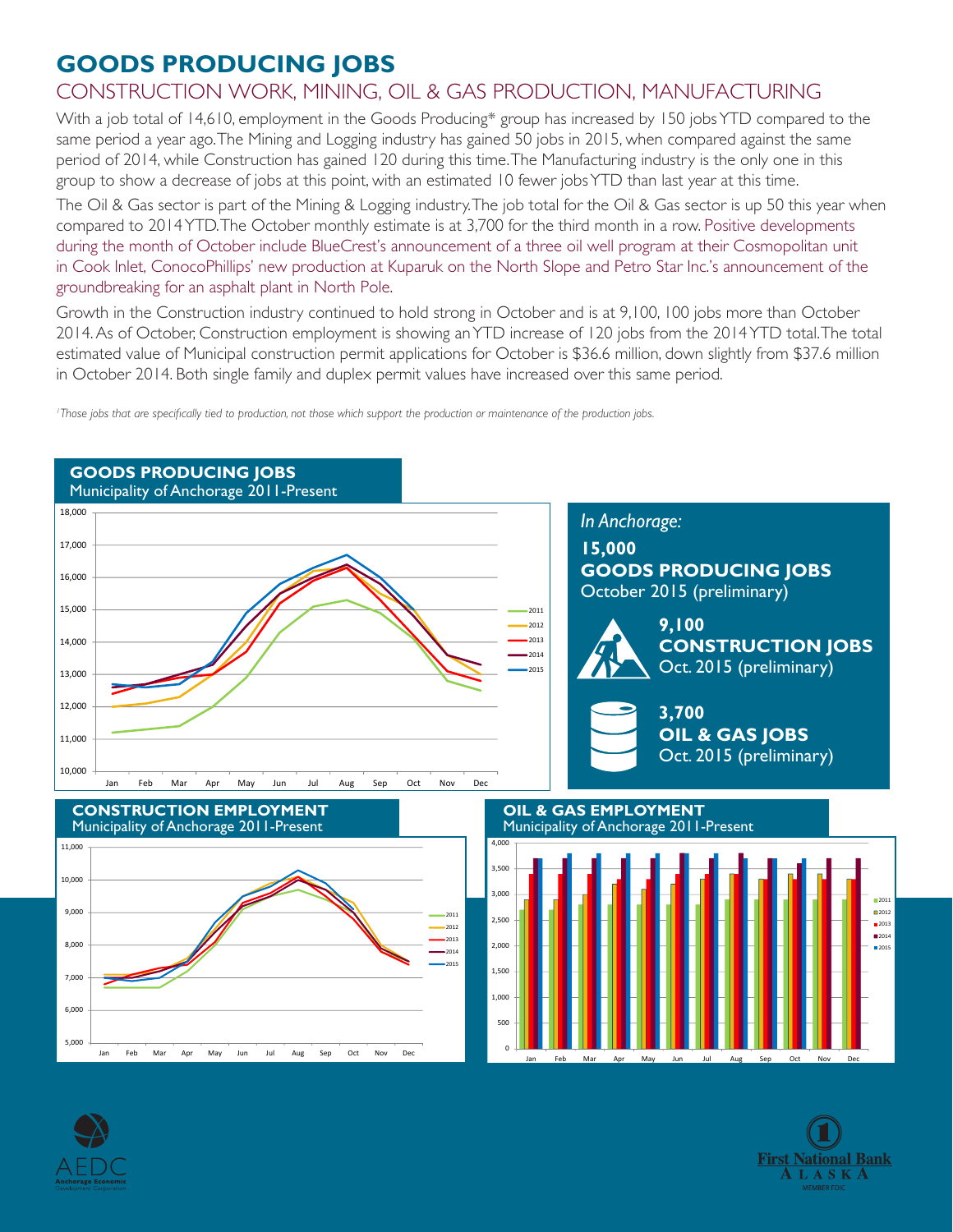# GOODS PRODUCING JOBS

## CONSTRUCTION WORK, MINING, OIL & GAS PRODUCTION, MANUFACTURING

With a job total of 14,610, employment in the Goods Producing* group has increased by 150 jobs YTD compared to the same period a year ago. The Mining and Logging industry has gained 50 jobs in 2015, when compared against the same period of 2014, while Construction has gained 120 during this time. The Manufacturing industry is the only one in this group to show a decrease of jobs at this point, with an estimated 10 fewer jobs YTD than last year at this time.

The Oil & Gas sector is part of the Mining & Logging industry. The job total for the Oil & Gas sector is up 50 this year when compared to 2014 YTD. The October monthly estimate is at 3,700 for the third month in a row. Positive developments during the month of October include BlueCrest's announcement of a three oil well program at their Cosmopolitan unit in Cook Inlet, ConocoPhillips' new production at Kuparuk on the North Slope and Petro Star Inc.'s announcement of the groundbreaking for an asphalt plant in North Pole.

Growth in the Construction industry continued to hold strong in October and is at 9,100, 100 jobs more than October 2014. As of October, Construction employment is showing an YTD increase of 120 jobs from the 2014 YTD total. The total estimated value of Municipal construction permit applications for October is $36.6 million, down slightly from $37.6 million in October 2014. Both single family and duplex permit values have increased over this same period.

*[1]Those jobs that are specifically tied to production, not those which support the production or maintenance of the production jobs.*

**GOODS PRODUCING JOBS**
Municipality of Anchorage 2011-Present

18,000
17,000
16,000
15,000
14,000
13,000
12,000
11,000
10,000

Jan Feb Mar Apr May Jun Jul Aug Sep Oct Nov Dec

2011
2012
2013
2014
2015

*In Anchorage:*

**15,000**
**GOODS PRODUCING JOBS**
October 2015 (preliminary)

**9,100**
**CONSTRUCTION JOBS**
Oct. 2015 (preliminary)

**3,700**
**OIL & GAS JOBS**
Oct. 2015 (preliminary)

**CONSTRUCTION EMPLOYMENT**
Municipality of Anchorage 2011-Present

11,000
10,000
9,000
8,000
7,000
6,000
5,000

Jan Feb Mar Apr May Jun Jul Aug Sep Oct Nov Dec

2011
2012
2013
2014
2015

**OIL & GAS EMPLOYMENT**
Municipality of Anchorage 2011-Present

4,000
3,500
3,000
2,500
2,000
1,500
1,000
500
0

Jan Feb Mar Apr May Jun Jul Aug Sep Oct Nov Dec

2011
2012
2013
2014
2015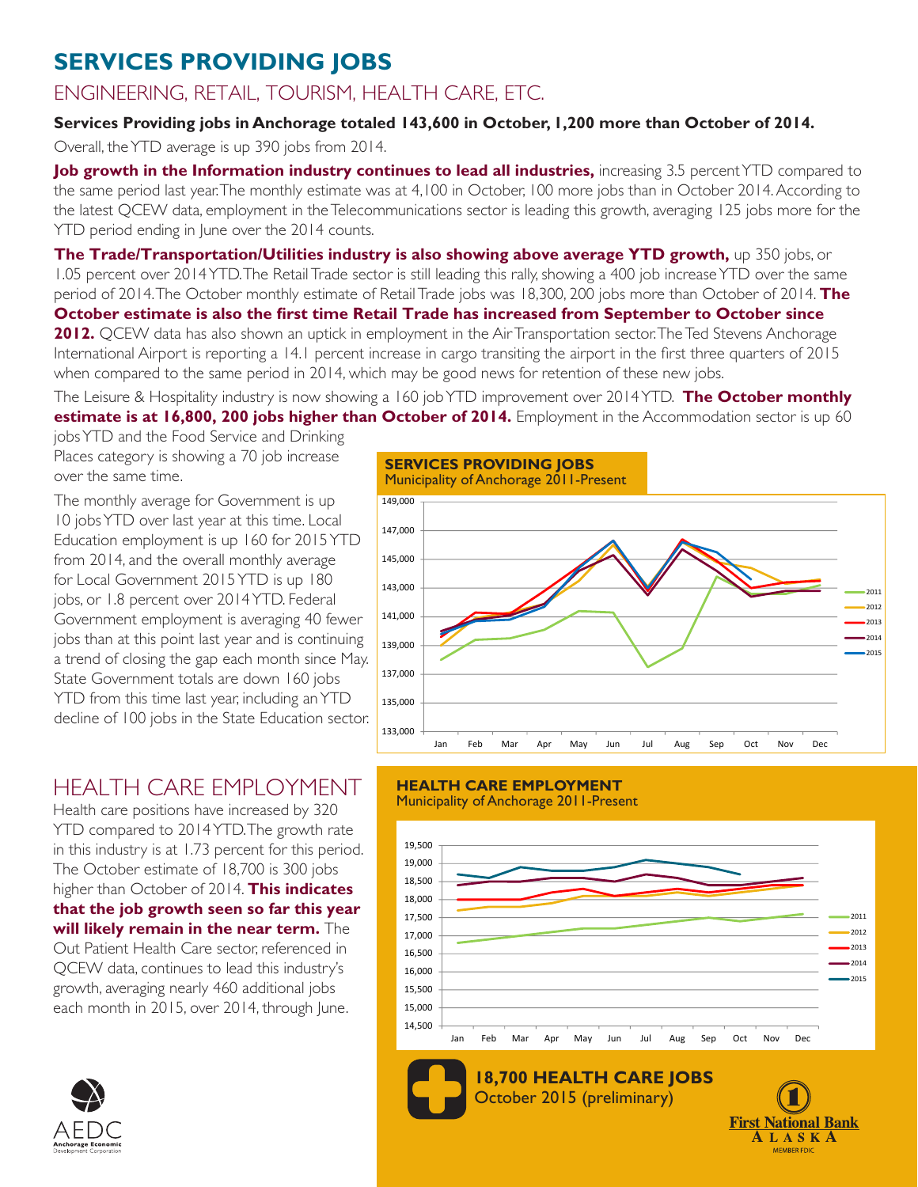# SERVICES PROVIDING JOBS

## ENGINEERING, RETAIL, TOURISM, HEALTH CARE, ETC.

**Services Providing jobs in Anchorage totaled 143,600 in October, 1,200 more than October of 2014.**

Overall, the YTD average is up 390 jobs from 2014.

**Job growth in the Information industry continues to lead all industries,** increasing 3.5 percent YTD compared to the same period last year. The monthly estimate was at 4,100 in October, 100 more jobs than in October 2014. According to the latest QCEW data, employment in the Telecommunications sector is leading this growth, averaging 125 jobs more for the YTD period ending in June over the 2014 counts.

**The Trade/Transportation/Utilities industry is also showing above average YTD growth,** up 350 jobs, or 1.05 percent over 2014 YTD. The Retail Trade sector is still leading this rally, showing a 400 job increase YTD over the same period of 2014. The October monthly estimate of Retail Trade jobs was 18,300, 200 jobs more than October of 2014. **The October estimate is also the first time Retail Trade has increased from September to October since 2012.** QCEW data has also shown an uptick in employment in the Air Transportation sector. The Ted Stevens Anchorage International Airport is reporting a 14.1 percent increase in cargo transiting the airport in the first three quarters of 2015 when compared to the same period in 2014, which may be good news for retention of these new jobs.

The Leisure & Hospitality industry is now showing a 160 job YTD improvement over 2014 YTD. **The October monthly estimate is at 16,800, 200 jobs higher than October of 2014.** Employment in the Accommodation sector is up 60 jobs YTD and the Food Service and Drinking Places category is showing a 70 job increase over the same time.

The monthly average for Government is up 10 jobs YTD over last year at this time. Local Education employment is up 160 for 2015 YTD from 2014, and the overall monthly average for Local Government 2015 YTD is up 180 jobs, or 1.8 percent over 2014 YTD. Federal Government employment is averaging 40 fewer jobs than at this point last year and is continuing a trend of closing the gap each month since May. State Government totals are down 160 jobs YTD from this time last year, including an YTD decline of 100 jobs in the State Education sector.

**SERVICES PROVIDING JOBS**
Municipality of Anchorage 2011-Present

149,000
147,000
145,000
143,000
141,000
139,000
137,000
135,000
133,000

Jan Feb Mar Apr May Jun Jul Aug Sep Oct Nov Dec

2011
2012
2013
2014
2015

## HEALTH CARE EMPLOYMENT

Health care positions have increased by 320 YTD compared to 2014 YTD. The growth rate in this industry is at 1.73 percent for this period. The October estimate of 18,700 is 300 jobs higher than October of 2014. **This indicates that the job growth seen so far this year will likely remain in the near term.** The Out Patient Health Care sector, referenced in QCEW data, continues to lead this industry's growth, averaging nearly 460 additional jobs each month in 2015, over 2014, through June.

**HEALTH CARE EMPLOYMENT**
Municipality of Anchorage 2011-Present

19,500
19,000
18,500
18,000
17,500
17,000
16,500
16,000
15,500
15,000
14,500

Jan Feb Mar Apr May Jun Jul Aug Sep Oct Nov Dec

2011
2012
2013
2014
2015

**18,700 HEALTH CARE JOBS**
October 2015 (preliminary)

AEDC
Anchorage Economic Development Corporation

First National Bank Alaska
MEMBER FDIC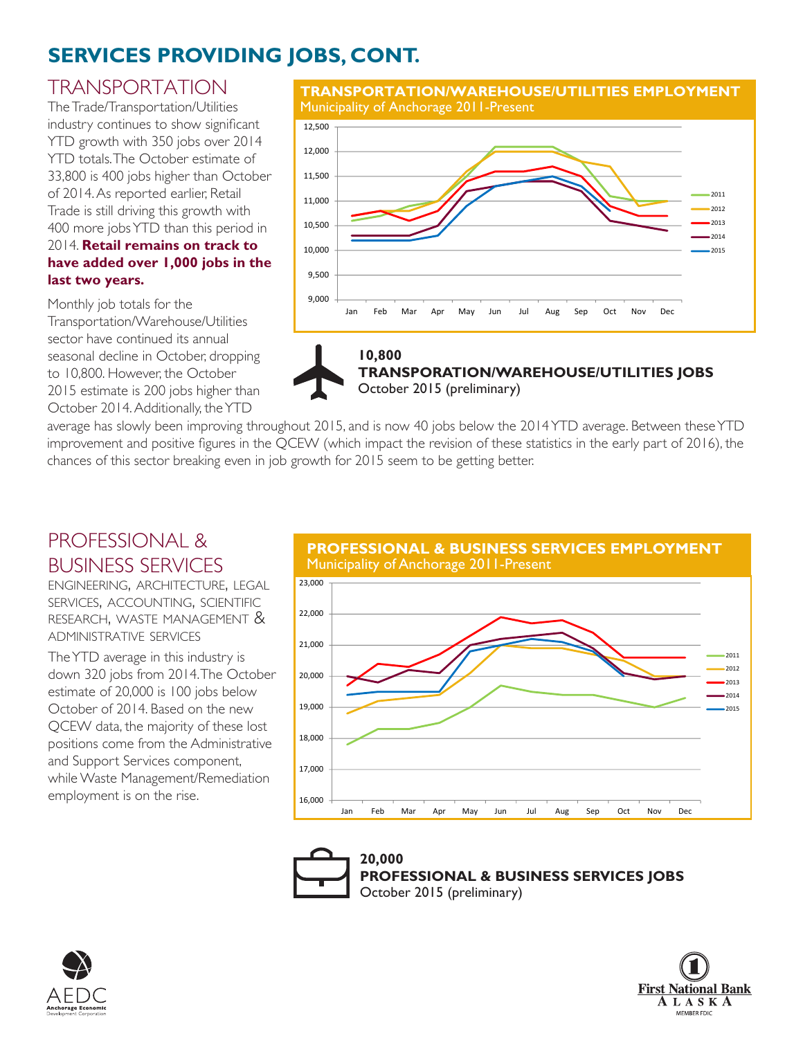# SERVICES PROVIDING JOBS, CONT.

## TRANSPORTATION

The Trade/Transportation/Utilities industry continues to show significant YTD growth with 350 jobs over 2014 YTD totals. The October estimate of 33,800 is 400 jobs higher than October of 2014. As reported earlier, Retail Trade is still driving this growth with 400 more jobs YTD than this period in 2014. **Retail remains on track to have added over 1,000 jobs in the last two years.**

Monthly job totals for the Transportation/Warehouse/Utilities sector have continued its annual seasonal decline in October, dropping to 10,800. However, the October 2015 estimate is 200 jobs higher than October 2014. Additionally, the YTD average has slowly been improving throughout 2015, and is now 40 jobs below the 2014 YTD average. Between these YTD improvement and positive figures in the QCEW (which impact the revision of these statistics in the early part of 2016), the chances of this sector breaking even in job growth for 2015 seem to be getting better.

**TRANSPORTATION/WAREHOUSE/UTILITIES EMPLOYMENT**
Municipality of Anchorage 2011-Present

12,500
12,000
11,500
11,000
10,500
10,000
9,500
9,000

Jan Feb Mar Apr May Jun Jul Aug Sep Oct Nov Dec

2011
2012
2013
2014
2015

**10,800**
**TRANSPORATION/WAREHOUSE/UTILITIES JOBS**
October 2015 (preliminary)

## PROFESSIONAL & BUSINESS SERVICES

ENGINEERING, ARCHITECTURE, LEGAL SERVICES, ACCOUNTING, SCIENTIFIC RESEARCH, WASTE MANAGEMENT & ADMINISTRATIVE SERVICES

The YTD average in this industry is down 320 jobs from 2014. The October estimate of 20,000 is 100 jobs below October of 2014. Based on the new QCEW data, the majority of these lost positions come from the Administrative and Support Services component, while Waste Management/Remediation employment is on the rise.

**PROFESSIONAL & BUSINESS SERVICES EMPLOYMENT**
Municipality of Anchorage 2011-Present

23,000
22,000
21,000
20,000
19,000
18,000
17,000
16,000

Jan Feb Mar Apr May Jun Jul Aug Sep Oct Nov Dec

2011
2012
2013
2014
2015

**20,000**
**PROFESSIONAL & BUSINESS SERVICES JOBS**
October 2015 (preliminary)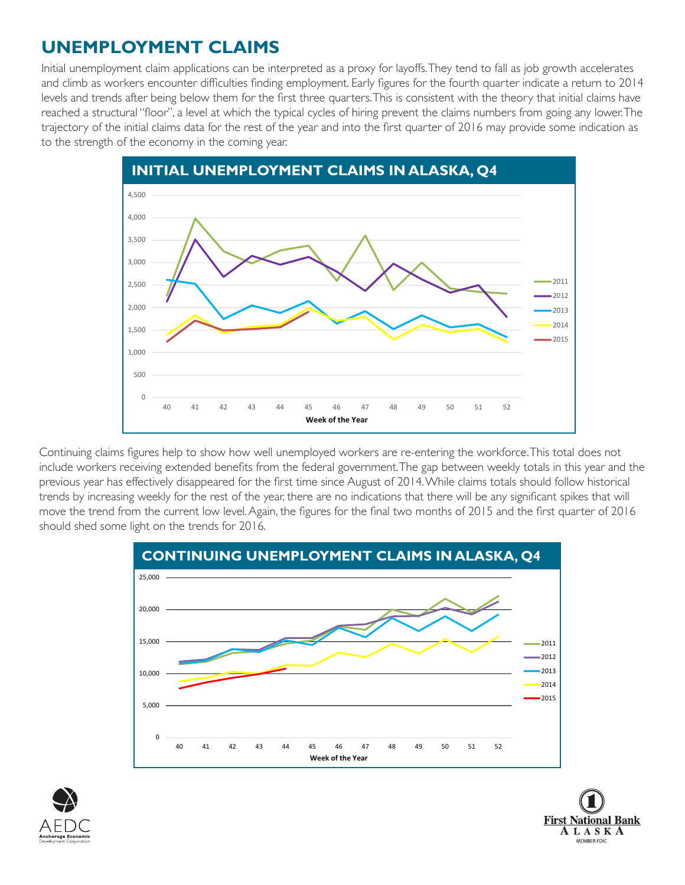# UNEMPLOYMENT CLAIMS

Initial unemployment claim applications can be interpreted as a proxy for layoffs. They tend to fall as job growth accelerates and climb as workers encounter difficulties finding employment. Early figures for the fourth quarter indicate a return to 2014 levels and trends after being below them for the first three quarters. This is consistent with the theory that initial claims have reached a structural "floor", a level at which the typical cycles of hiring prevent the claims numbers from going any lower. The trajectory of the initial claims data for the rest of the year and into the first quarter of 2016 may provide some indication as to the strength of the economy in the coming year.

## INITIAL UNEMPLOYMENT CLAIMS IN ALASKA, Q4

4,500
4,000
3,500
3,000
2,500
2,000
1,500
1,000
500
0

40 41 42 43 44 45 46 47 48 49 50 51 52

Week of the Year

2011
2012
2013
2014
2015

Continuing claims figures help to show how well unemployed workers are re-entering the workforce. This total does not include workers receiving extended benefits from the federal government. The gap between weekly totals in this year and the previous year has effectively disappeared for the first time since August of 2014. While claims totals should follow historical trends by increasing weekly for the rest of the year, there are no indications that there will be any significant spikes that will move the trend from the current low level. Again, the figures for the final two months of 2015 and the first quarter of 2016 should shed some light on the trends for 2016.

## CONTINUING UNEMPLOYMENT CLAIMS IN ALASKA, Q4

25,000
20,000
15,000
10,000
5,000
0

40 41 42 43 44 45 46 47 48 49 50 51 52

Week of the Year

2011
2012
2013
2014
2015

AEDC
Anchorage Economic Development Corporation

First National Bank Alaska
MEMBER FDIC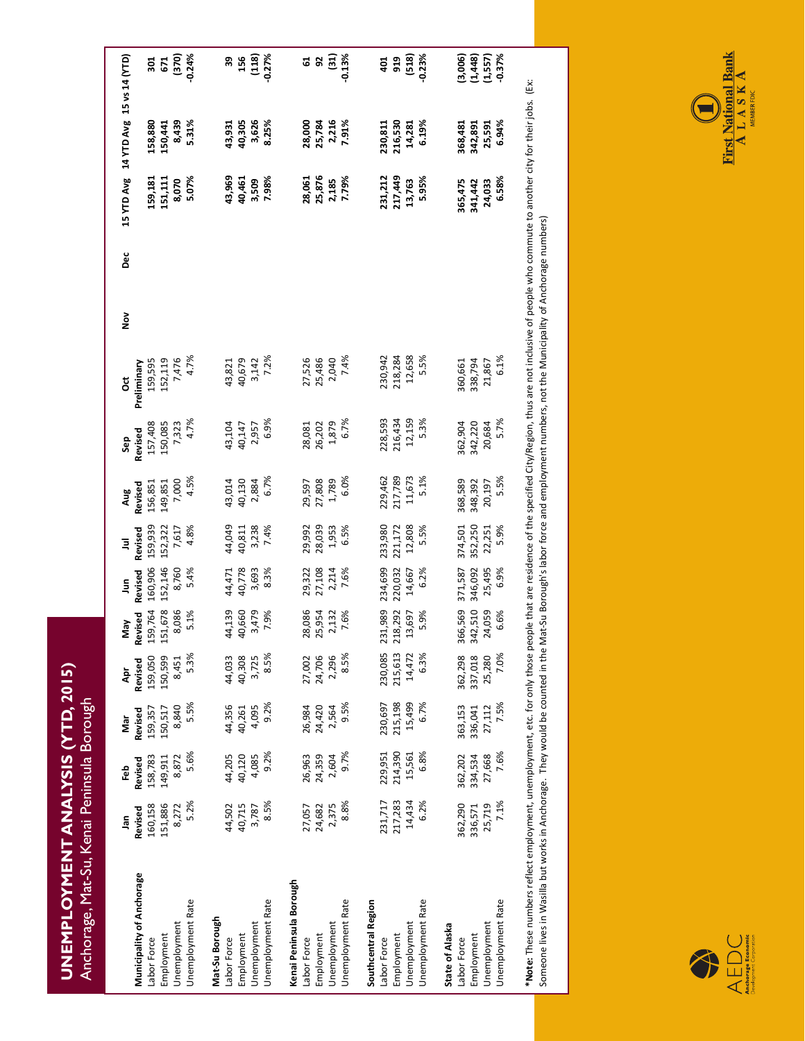# UNEMPLOYMENT ANALYSIS (YTD, 2015)

Anchorage, Mat-Su, Kenai Peninsula Borough

| | Jan Revised | Feb Revised | Mar Revised | Apr Revised | May Revised | Jun Revised | Jul Revised | Aug Revised | Sep Revised | Oct Preliminary | Nov | Dec | 15 YTD Avg | 14 YTD Avg | 15 vs 14 (YTD) |
|---|---|---|---|---|---|---|---|---|---|---|---|---|---|---|---|
| **Municipality of Anchorage** | | | | | | | | | | | | | | | |
| Labor Force | 160,158 | 158,783 | 159,357 | 159,050 | 159,764 | 160,906 | 159,939 | 156,851 | 157,408 | 159,595 | | | **159,181** | **158,880** | **301** |
| Employment | 151,886 | 149,911 | 150,517 | 150,599 | 151,678 | 152,146 | 152,322 | 149,851 | 150,085 | 152,119 | | | **151,111** | **150,441** | **671** |
| Unemployment | 8,272 | 8,872 | 8,840 | 8,451 | 8,086 | 8,760 | 7,617 | 7,000 | 7,323 | 7,476 | | | **8,070** | **8,439** | **(370)** |
| Unemployment Rate | 5.2% | 5.6% | 5.5% | 5.3% | 5.1% | 5.4% | 4.8% | 4.5% | 4.7% | 4.7% | | | **5.07%** | **5.31%** | **-0.24%** |
| **Mat-Su Borough** | | | | | | | | | | | | | | | |
| Labor Force | 44,502 | 44,205 | 44,356 | 44,033 | 44,139 | 44,471 | 44,049 | 43,014 | 43,104 | 43,821 | | | **43,969** | **43,931** | **39** |
| Employment | 40,715 | 40,120 | 40,261 | 40,308 | 40,660 | 40,778 | 40,811 | 40,130 | 40,147 | 40,679 | | | **40,461** | **40,305** | **156** |
| Unemployment | 3,787 | 4,085 | 4,095 | 3,725 | 3,479 | 3,693 | 3,238 | 2,884 | 2,957 | 3,142 | | | **3,509** | **3,626** | **(118)** |
| Unemployment Rate | 8.5% | 9.2% | 9.2% | 8.5% | 7.9% | 8.3% | 7.4% | 6.7% | 6.9% | 7.2% | | | **7.98%** | **8.25%** | **-0.27%** |
| **Kenai Peninsula Borough** | | | | | | | | | | | | | | | |
| Labor Force | 27,057 | 26,963 | 26,984 | 27,002 | 28,086 | 29,322 | 29,992 | 29,597 | 28,081 | 27,526 | | | **28,061** | **28,000** | **61** |
| Employment | 24,682 | 24,359 | 24,420 | 24,706 | 25,954 | 27,108 | 28,039 | 27,808 | 26,202 | 25,486 | | | **25,876** | **25,784** | **92** |
| Unemployment | 2,375 | 2,604 | 2,564 | 2,296 | 2,132 | 2,214 | 1,953 | 1,789 | 1,879 | 2,040 | | | **2,185** | **2,216** | **(31)** |
| Unemployment Rate | 8.8% | 9.7% | 9.5% | 8.5% | 7.6% | 7.6% | 6.5% | 6.0% | 6.7% | 7.4% | | | **7.79%** | **7.91%** | **-0.13%** |
| **Southcentral Region** | | | | | | | | | | | | | | | |
| Labor Force | 231,717 | 229,951 | 230,697 | 230,085 | 231,989 | 234,699 | 233,980 | 229,462 | 228,593 | 230,942 | | | **231,212** | **230,811** | **401** |
| Employment | 217,283 | 214,390 | 215,198 | 215,613 | 218,292 | 220,032 | 221,172 | 217,789 | 216,434 | 218,284 | | | **217,449** | **216,530** | **919** |
| Unemployment | 14,434 | 15,561 | 15,499 | 14,472 | 13,697 | 14,667 | 12,808 | 11,673 | 12,159 | 12,658 | | | **13,763** | **14,281** | **(518)** |
| Unemployment Rate | 6.2% | 6.8% | 6.7% | 6.3% | 5.9% | 6.2% | 5.5% | 5.1% | 5.3% | 5.5% | | | **5.95%** | **6.19%** | **-0.23%** |
| **State of Alaska** | | | | | | | | | | | | | | | |
| Labor Force | 362,290 | 362,202 | 363,153 | 362,298 | 366,569 | 371,587 | 374,501 | 368,589 | 362,904 | 360,661 | | | **365,475** | **368,481** | **(3,006)** |
| Employment | 336,571 | 334,534 | 336,041 | 337,018 | 342,510 | 346,092 | 352,250 | 348,392 | 342,220 | 338,794 | | | **341,442** | **342,891** | **(1,448)** |
| Unemployment | 25,719 | 27,668 | 27,112 | 25,280 | 24,059 | 25,495 | 22,251 | 20,197 | 20,684 | 21,867 | | | **24,033** | **25,591** | **(1,557)** |
| Unemployment Rate | 7.1% | 7.6% | 7.5% | 7.0% | 6.6% | 6.9% | 5.9% | 5.5% | 5.7% | 6.1% | | | **6.58%** | **6.94%** | **-0.37%** |

***Note:** These numbers reflect employment, unemployment, etc. for only those people that are residence of the specified City/Region, thus are not inclusive of people who commute to another city for their jobs. (Ex: Someone lives in Wasilla but works in Anchorage. They would be counted in the Mat-Su Borough's labor force and employment numbers, not the Municipality of Anchorage numbers)

AEDC Anchorage Economic Development Corporation

First National Bank ALASKA MEMBER FDIC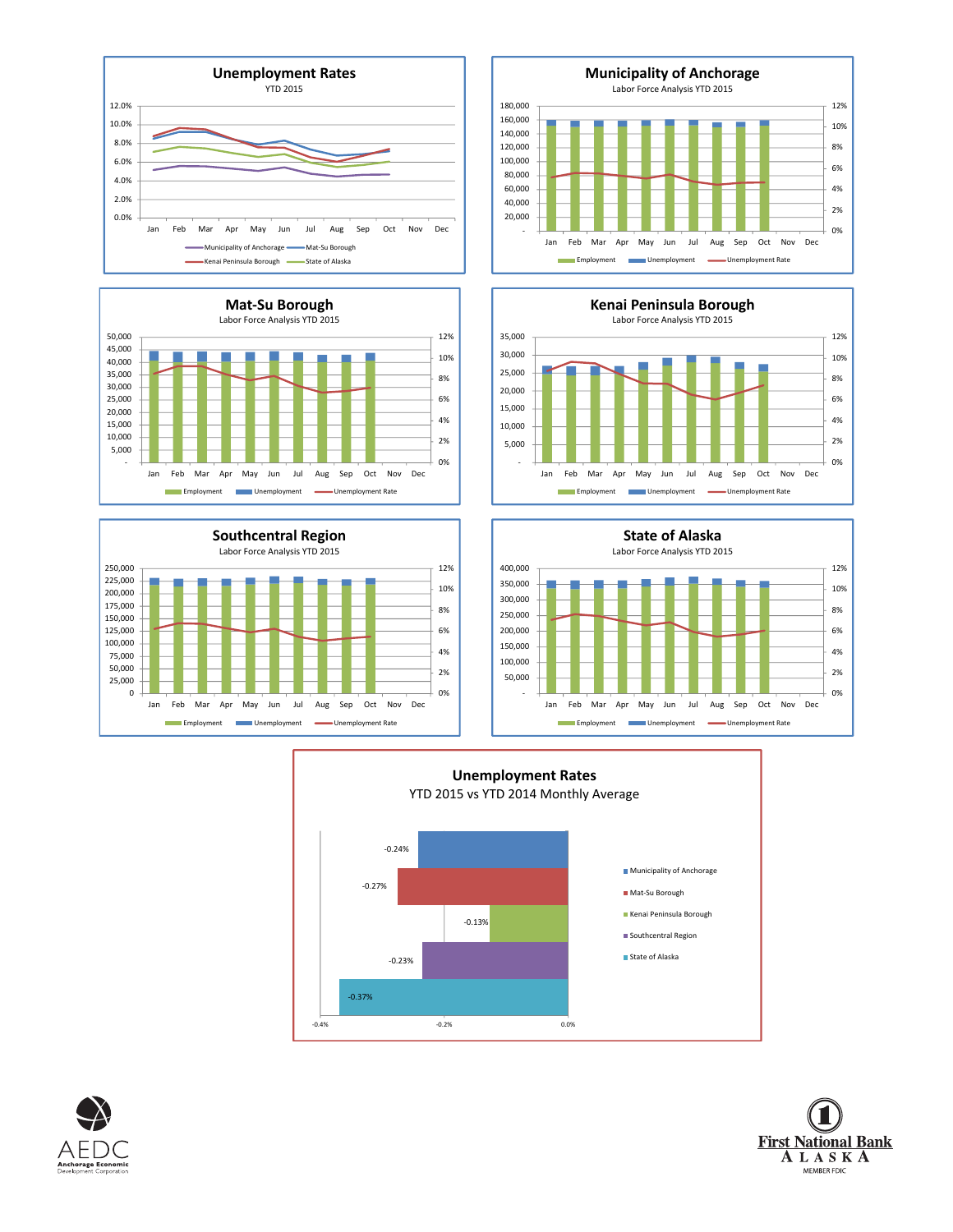## Unemployment Rates

YTD 2015

12.0%
10.0%
8.0%
6.0%
4.0%
2.0%
0.0%

Jan Feb Mar Apr May Jun Jul Aug Sep Oct Nov Dec

Municipality of Anchorage | Mat-Su Borough | Kenai Peninsula Borough | State of Alaska

## Municipality of Anchorage

Labor Force Analysis YTD 2015

180,000
160,000
140,000
120,000
100,000
80,000
60,000
40,000
20,000
-

12%
10%
8%
6%
4%
2%
0%

Jan Feb Mar Apr May Jun Jul Aug Sep Oct Nov Dec

Employment | Unemployment | Unemployment Rate

## Mat-Su Borough

Labor Force Analysis YTD 2015

50,000
45,000
40,000
35,000
30,000
25,000
20,000
15,000
10,000
5,000
-

12%
10%
8%
6%
4%
2%
0%

Jan Feb Mar Apr May Jun Jul Aug Sep Oct Nov Dec

Employment | Unemployment | Unemployment Rate

## Kenai Peninsula Borough

Labor Force Analysis YTD 2015

35,000
30,000
25,000
20,000
15,000
10,000
5,000
-

12%
10%
8%
6%
4%
2%
0%

Jan Feb Mar Apr May Jun Jul Aug Sep Oct Nov Dec

Employment | Unemployment | Unemployment Rate

## Southcentral Region

Labor Force Analysis YTD 2015

250,000
225,000
200,000
175,000
150,000
125,000
100,000
75,000
50,000
25,000
0

12%
10%
8%
6%
4%
2%
0%

Jan Feb Mar Apr May Jun Jul Aug Sep Oct Nov Dec

Employment | Unemployment | Unemployment Rate

## State of Alaska

Labor Force Analysis YTD 2015

400,000
350,000
300,000
250,000
200,000
150,000
100,000
50,000
-

12%
10%
8%
6%
4%
2%
0%

Jan Feb Mar Apr May Jun Jul Aug Sep Oct Nov Dec

Employment | Unemployment | Unemployment Rate

## Unemployment Rates

YTD 2015 vs YTD 2014 Monthly Average

-0.24%
-0.27%
-0.13%
-0.23%
-0.37%

-0.4% -0.2% 0.0%

Municipality of Anchorage
Mat-Su Borough
Kenai Peninsula Borough
Southcentral Region
State of Alaska

AEDC Anchorage Economic Development Corporation

First National Bank Alaska
MEMBER FDIC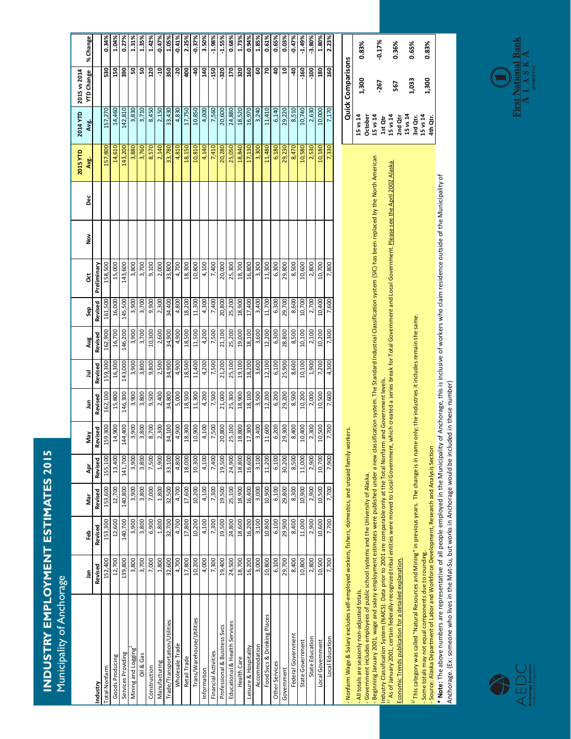# INDUSTRY EMPLOYMENT ESTIMATES 2015

Municipality of Anchorage

| Industry | Jan | Feb | Mar | Apr | May | Jun | Jul | Aug | Sep | Oct | Nov | Dec | 2015 YTD Avg. | 2014 YTD Avg. | 2015 vs 2014 YTD Change | % Change |
|---|---|---|---|---|---|---|---|---|---|---|---|---|---|---|---|---|
| | Revised | Revised | Revised | Revised | Revised | Revised | Revised | Revised | Revised | Preliminary | | | | | | |
| Total Nonfarm | 152,400 | 153,300 | 153,600 | 155,100 | 159,300 | 162,100 | 159,300 | 162,900 | 161,500 | 158,500 | | | 157,800 | 157,270 | 530 | 0.34% |
| Goods Producing | 12,700 | 12,600 | 12,700 | 13,400 | 14,900 | 15,800 | 16,300 | 16,700 | 16,000 | 15,000 | | | 14,610 | 14,460 | 150 | 1.04% |
| Services Providing | 139,800 | 140,700 | 140,800 | 141,700 | 144,400 | 146,300 | 143,000 | 146,200 | 145,500 | 143,600 | | | 143,200 | 142,810 | 390 | 0.27% |
| Mining and Logging[2] | 3,800 | 3,900 | 3,900 | 3,900 | 3,900 | 3,900 | 3,900 | 3,900 | 3,900 | 3,800 | | | 3,880 | 3,830 | 50 | 1.31% |
| Oil & Gas | 3,700 | 3,800 | 3,800 | 3,800 | 3,800 | 3,800 | 3,800 | 3,700 | 3,700 | 3,700 | | | 3,760 | 3,710 | 50 | 1.35% |
| Construction | 7,000 | 6,900 | 7,000 | 7,500 | 8,700 | 9,500 | 9,800 | 10,300 | 9,900 | 9,100 | | | 8,570 | 8,450 | 120 | 1.42% |
| Manufacturing | 1,800 | 1,800 | 1,800 | 1,900 | 2,300 | 2,400 | 2,500 | 2,600 | 2,300 | 2,000 | | | 2,140 | 2,150 | -10 | -0.47% |
| Trade/Transportation/Utilities | 32,600 | 32,700 | 32,500 | 33,100 | 34,100 | 34,800 | 34,900 | 34,900 | 34,400 | 33,800 | | | 33,780 | 33,430 | 350 | 1.05% |
| Wholesale Trade | 4,700 | 4,700 | 4,700 | 4,800 | 4,900 | 5,000 | 4,900 | 4,900 | 4,800 | 4,700 | | | 4,810 | 4,830 | -20 | -0.41% |
| Retail Trade | 17,800 | 17,800 | 17,600 | 18,000 | 18,300 | 18,500 | 18,500 | 18,500 | 18,200 | 18,300 | | | 18,150 | 17,750 | 400 | 2.25% |
| Trans/Warehouse/Utilities | 10,200 | 10,200 | 10,200 | 10,300 | 10,900 | 11,300 | 11,400 | 11,500 | 11,300 | 10,800 | | | 10,810 | 10,850 | -40 | -0.37% |
| Information | 4,000 | 4,100 | 4,100 | 4,100 | 4,100 | 4,200 | 4,200 | 4,200 | 4,300 | 4,100 | | | 4,140 | 4,000 | 140 | 3.50% |
| Financial Activities | 7,300 | 7,300 | 7,300 | 7,400 | 7,500 | 7,500 | 7,500 | 7,500 | 7,400 | 7,400 | | | 7,410 | 7,560 | -150 | -1.98% |
| Professional & Business Svcs | 19,400 | 19,500 | 19,500 | 19,500 | 20,800 | 21,000 | 21,200 | 21,100 | 20,800 | 20,000 | | | 20,280 | 20,600 | -320 | -1.55% |
| Educational & Health Services | 24,500 | 24,800 | 25,100 | 24,900 | 25,100 | 25,300 | 25,100 | 25,200 | 25,200 | 25,300 | | | 25,050 | 24,880 | 170 | 0.68% |
| Health Care | 18,700 | 18,600 | 18,900 | 18,800 | 18,800 | 18,900 | 19,100 | 19,000 | 18,900 | 18,700 | | | 18,840 | 18,520 | 320 | 1.73% |
| Leisure & Hospitality | 16,200 | 16,200 | 16,400 | 16,600 | 17,300 | 18,100 | 18,200 | 18,100 | 17,400 | 16,800 | | | 17,130 | 16,970 | 160 | 0.94% |
| Accommodation | 3,000 | 3,100 | 3,000 | 3,100 | 3,400 | 3,500 | 3,600 | 3,600 | 3,400 | 3,300 | | | 3,300 | 3,240 | 60 | 1.85% |
| Food Svcs & Drinking Places | 10,800 | 10,800 | 10,900 | 11,200 | 11,600 | 12,200 | 12,100 | 12,200 | 11,700 | 11,300 | | | 11,480 | 11,410 | 70 | 0.61% |
| Other Services | 6,100 | 6,100 | 6,100 | 6,100 | 6,200 | 6,200 | 6,100 | 6,300 | 6,300 | 6,300 | | | 6,180 | 6,140 | 40 | 0.65% |
| Government | 29,700 | 29,900 | 29,800 | 30,200 | 29,300 | 29,200 | 25,900 | 28,800 | 29,700 | 29,800 | | | 29,230 | 29,220 | 10 | 0.03% |
| Federal Government | 8,400 | 8,400 | 8,300 | 8,500 | 8,400 | 8,500 | 8,600 | 8,500 | 8,600 | 8,500 | | | 8,470 | 8,510 | -40 | -0.47% |
| State Government | 10,800 | 11,000 | 10,900 | 11,000 | 10,400 | 10,200 | 10,100 | 10,100 | 10,700 | 10,600 | | | 10,580 | 10,740 | -160 | -1.49% |
| State Education | 2,800 | 2,900 | 2,900 | 2,900 | 2,300 | 2,000 | 1,900 | 2,100 | 2,700 | 2,800 | | | 2,530 | 2,630 | -100 | -3.80% |
| Local Government | 10,500 | 10,600 | 10,500 | 10,700 | 10,500 | 10,500 | 7,200 | 10,200 | 10,400 | 10,700 | | | 10,180 | 10,000 | 180 | 1.80% |
| Local Education | 7,700 | 7,700 | 7,700 | 7,900 | 7,700 | 7,600 | 4,300 | 7,300 | 7,600 | 7,800 | | | 7,330 | 7,170 | 160 | 2.23% |

- Nonfarm Wage & Salary excludes self-employed workers, fishers, domestics, and unpaid family workers.
- All totals are seasonly non-adjusted totals.
- Government includes employees of public school systems and the University of Alaska.
- Beginning January 2001, wage and salary employment estimates were published under a new classification system. The Standard Industrial Classification system (SIC) has been replaced by the North American Industry Classification System (NAICS). Data prior to 2001 are comparable only at the Total Nonfarm and Government levels.

[1] As of January 2001, certain federally-recognized tribal entities were moved to Local Government, which created a series break for Total Government and Local Government. Please see the April 2002 Alaska Economic Trends publication for a detailed explanation.

[2] This category was called "Natural Resources and Mining" in previous years. The change is in name only; the industries it includes remain the same.

- Some totals may not equal components due to rounding.
- Source: Alaska Department of Labor and Workforce Development, Research and Analysis Section

**\* Note:** The above numbers are representative of all people employed in the Municipality of Anchorage, this is inclusive of workers who claim residence outside of the Municipality of Anchorage. (Ex: someone who lives in the Mat-Su, but works in Anchorage would be included in these number)

| Quick Comparisons | | |
|---|---|---|
| 15 vs 14 October | 1,300 | 0.83% |
| 15 vs 14 1st Qtr | -267 | -0.17% |
| 15 vs 14 2nd Qtr | 567 | 0.36% |
| 15 vs 14 3rd Qtr. | 1,033 | 0.65% |
| 15 vs 14 4th Qtr. | 1,300 | 0.83% |

AEDC Anchorage Economic Development Corporation

First National Bank Alaska MEMBER FDIC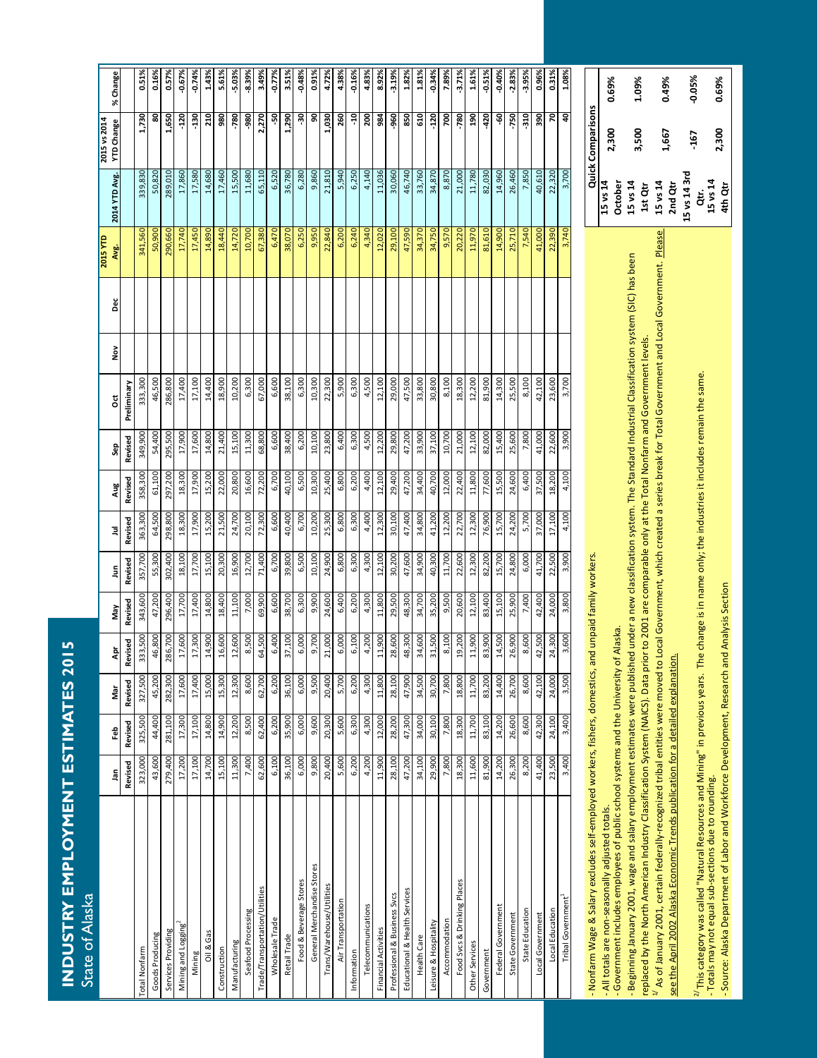# INDUSTRY EMPLOYMENT ESTIMATES 2015

State of Alaska

| | Jan | Feb | Mar | Apr | May | Jun | Jul | Aug | Sep | Oct | Nov | Dec | 2015 YTD Avg. | 2014 YTD Avg. | 2015 vs 2014 YTD Change | % Change |
|---|---|---|---|---|---|---|---|---|---|---|---|---|---|---|---|---|
| | Revised | Revised | Revised | Revised | Revised | Revised | Revised | Revised | Revised | Preliminary | | | | | | |
| Total Nonfarm | 323,000 | 325,500 | 327,500 | 333,500 | 343,600 | 357,700 | 363,300 | 358,300 | 349,900 | 333,300 | | | 341,560 | 339,830 | 1,730 | 0.51% |
| Goods Producing | 43,600 | 44,400 | 45,200 | 46,800 | 47,200 | 55,300 | 64,500 | 61,100 | 54,400 | 46,500 | | | 50,900 | 50,820 | 80 | 0.16% |
| Services Providing | 279,400 | 281,100 | 282,300 | 286,700 | 296,400 | 302,400 | 298,800 | 297,200 | 295,500 | 286,800 | | | 290,660 | 289,010 | 1,650 | 0.57% |
| Mining and Logging[2] | 17,200 | 17,300 | 17,600 | 17,600 | 17,700 | 18,100 | 18,300 | 18,300 | 17,900 | 17,400 | | | 17,740 | 17,860 | -120 | -0.67% |
| Mining | 17,100 | 17,100 | 17,400 | 17,300 | 17,400 | 17,700 | 17,900 | 17,900 | 17,600 | 17,100 | | | 17,450 | 17,580 | -130 | -0.74% |
| Oil & Gas | 14,700 | 14,800 | 15,000 | 14,900 | 14,800 | 15,100 | 15,200 | 15,200 | 14,800 | 14,400 | | | 14,890 | 14,680 | 210 | 1.43% |
| Construction | 15,100 | 14,900 | 15,300 | 16,600 | 18,400 | 20,300 | 21,500 | 22,000 | 21,400 | 18,900 | | | 18,440 | 17,460 | 980 | 5.61% |
| Manufacturing | 11,300 | 12,200 | 12,300 | 12,600 | 11,100 | 16,900 | 24,700 | 20,800 | 15,100 | 10,200 | | | 14,720 | 15,500 | -780 | -5.03% |
| Seafood Processing | 7,400 | 8,500 | 8,600 | 8,500 | 7,000 | 12,700 | 20,100 | 16,600 | 11,300 | 6,300 | | | 10,700 | 11,680 | -980 | -8.39% |
| Trade/Transportation/Utilities | 62,600 | 62,400 | 62,700 | 64,500 | 69,900 | 71,400 | 72,300 | 72,200 | 68,800 | 67,000 | | | 67,380 | 65,110 | 2,270 | 3.49% |
| Wholesale Trade | 6,100 | 6,200 | 6,200 | 6,400 | 6,600 | 6,700 | 6,600 | 6,700 | 6,600 | 6,600 | | | 6,470 | 6,520 | -50 | -0.77% |
| Retail Trade | 36,100 | 35,900 | 36,100 | 37,100 | 38,700 | 39,800 | 40,400 | 40,100 | 38,400 | 38,100 | | | 38,070 | 36,780 | 1,290 | 3.51% |
| Food & Beverage Stores | 6,000 | 6,000 | 6,000 | 6,000 | 6,300 | 6,500 | 6,700 | 6,500 | 6,200 | 6,300 | | | 6,250 | 6,280 | -30 | -0.48% |
| General Merchandise Stores | 9,800 | 9,600 | 9,500 | 9,700 | 9,900 | 10,100 | 10,200 | 10,300 | 10,100 | 10,300 | | | 9,950 | 9,860 | 90 | 0.91% |
| Trans/Warehouse/Utilities | 20,400 | 20,300 | 20,400 | 21,000 | 24,600 | 24,900 | 25,300 | 25,400 | 23,800 | 22,300 | | | 22,840 | 21,810 | 1,030 | 4.72% |
| Air Transportation | 5,600 | 5,600 | 5,700 | 6,000 | 6,400 | 6,800 | 6,800 | 6,800 | 6,400 | 5,900 | | | 6,200 | 5,940 | 260 | 4.38% |
| Information | 6,200 | 6,300 | 6,200 | 6,100 | 6,200 | 6,300 | 6,300 | 6,200 | 6,300 | 6,300 | | | 6,240 | 6,250 | -10 | -0.16% |
| Telecommunications | 4,200 | 4,300 | 4,300 | 4,200 | 4,300 | 4,300 | 4,400 | 4,400 | 4,500 | 4,500 | | | 4,340 | 4,140 | 200 | 4.83% |
| Financial Activities | 11,900 | 12,000 | 11,800 | 11,900 | 11,800 | 12,100 | 12,300 | 12,100 | 12,200 | 12,100 | | | 12,020 | 11,036 | 984 | 8.92% |
| Professional & Business Svcs | 28,100 | 28,200 | 28,100 | 28,600 | 29,500 | 30,200 | 30,100 | 29,400 | 29,800 | 29,000 | | | 29,100 | 30,060 | -960 | -3.19% |
| Educational & Health Services | 47,200 | 47,300 | 47,900 | 48,300 | 48,300 | 47,600 | 47,400 | 47,200 | 47,200 | 47,500 | | | 47,590 | 46,740 | 850 | 1.82% |
| Health Care | 34,100 | 34,000 | 34,500 | 34,600 | 34,700 | 34,900 | 34,800 | 34,400 | 33,900 | 33,800 | | | 34,370 | 33,760 | 610 | 1.81% |
| Leisure & Hospitality | 29,900 | 30,100 | 30,700 | 31,500 | 35,200 | 40,300 | 41,200 | 40,700 | 37,100 | 30,800 | | | 34,750 | 34,870 | -120 | -0.34% |
| Accommodation | 7,800 | 7,800 | 7,800 | 8,100 | 9,500 | 11,700 | 12,200 | 12,000 | 10,700 | 8,100 | | | 9,570 | 8,870 | 700 | 7.89% |
| Food Svcs & Drinking Places | 18,300 | 18,300 | 18,800 | 19,200 | 20,600 | 22,600 | 22,700 | 22,400 | 21,000 | 18,300 | | | 20,220 | 21,000 | -780 | -3.71% |
| Other Services | 11,600 | 11,700 | 11,700 | 11,900 | 12,100 | 12,100 | 12,300 | 11,800 | 12,100 | 12,200 | | | 11,970 | 11,780 | 190 | 1.61% |
| Government | 81,900 | 83,100 | 83,200 | 83,900 | 83,400 | 82,200 | 76,900 | 77,600 | 82,000 | 81,900 | | | 81,610 | 82,030 | -420 | -0.51% |
| Federal Government | 14,200 | 14,200 | 14,400 | 14,500 | 15,100 | 15,700 | 15,700 | 15,500 | 15,400 | 14,300 | | | 14,900 | 14,960 | -60 | -0.40% |
| State Government | 26,300 | 26,600 | 26,700 | 26,900 | 25,900 | 24,800 | 24,200 | 24,600 | 25,600 | 25,500 | | | 25,710 | 26,460 | -750 | -2.83% |
| State Education | 8,200 | 8,600 | 8,600 | 8,600 | 7,400 | 6,000 | 5,700 | 6,400 | 7,800 | 8,100 | | | 7,540 | 7,850 | -310 | -3.95% |
| Local Government | 41,400 | 42,300 | 42,100 | 42,500 | 42,400 | 41,700 | 37,000 | 37,500 | 41,000 | 42,100 | | | 41,000 | 40,610 | 390 | 0.96% |
| Local Education | 23,500 | 24,100 | 24,000 | 24,300 | 24,000 | 22,500 | 17,100 | 18,200 | 22,600 | 23,600 | | | 22,390 | 22,320 | 70 | 0.31% |
| Tribal Government[1] | 3,400 | 3,400 | 3,500 | 3,600 | 3,800 | 3,900 | 4,100 | 4,100 | 3,900 | 3,700 | | | 3,740 | 3,700 | 40 | 1.08% |

- Nonfarm Wage & Salary excludes self-employed workers, fishers, domestics, and unpaid family workers.
- All totals are non-seasonally adjusted totals.
- Government includes employees of public school systems and the University of Alaska.
- Beginning January 2001, wage and salary employment estimates were published under a new classification system. The Standard Industrial Classification system (SIC) has been replaced by the North American Industry Classification System (NAICS). Data prior to 2001 are comparable only at the Total Nonfarm and Government levels.

[1] As of January 2001, certain federally-recognized tribal entities were moved to Local Government, which created a series break for Total Government and Local Government. Please see the April 2002 Alaska Economic Trends publication for a detailed explanation.

[2] This category was called "Natural Resources and Mining" in previous years. The change is in name only; the industries it includes remain the same.

- Totals may not equal sub-sections due to rounding.
- Source: Alaska Department of Labor and Workforce Development, Research and Analysis Section

| Quick Comparisons | | |
|---|---|---|
| 15 vs 14 October | 2,300 | 0.69% |
| 15 vs 14 1st Qtr | 3,500 | 1.09% |
| 15 vs 14 2nd Qtr | 1,667 | 0.49% |
| 15 vs 14 3rd Qtr. | -167 | -0.05% |
| 15 vs 14 4th Qtr | 2,300 | 0.69% |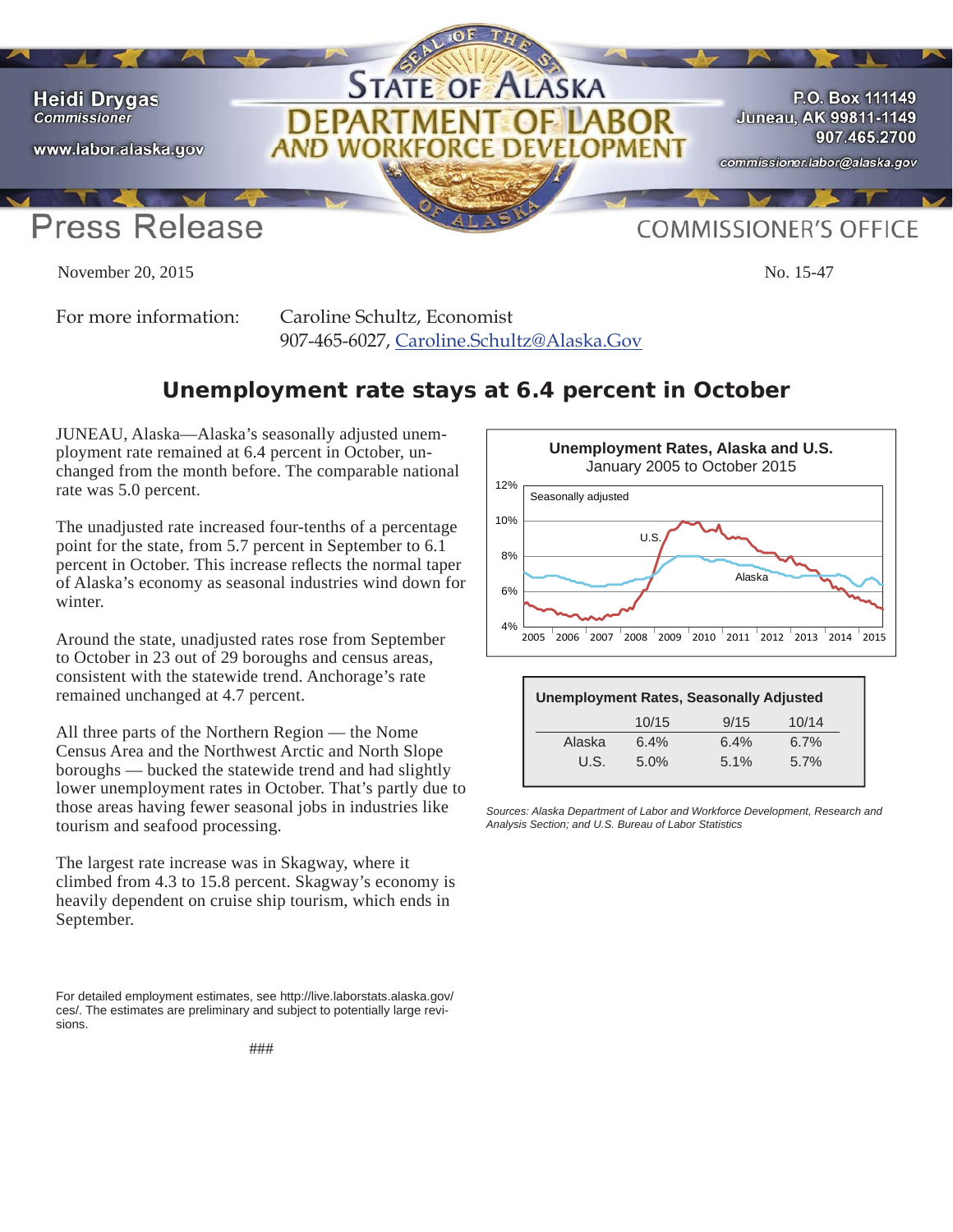Heidi Drygas
*Commissioner*

www.labor.alaska.gov

STATE OF ALASKA
DEPARTMENT OF LABOR
AND WORKFORCE DEVELOPMENT

P.O. Box 111149
Juneau, AK 99811-1149
907.465.2700
*commissioner.labor@alaska.gov*

# Press Release

COMMISSIONER'S OFFICE

November 20, 2015

No. 15-47

For more information: Caroline Schultz, Economist
907-465-6027, Caroline.Schultz@Alaska.Gov

## Unemployment rate stays at 6.4 percent in October

JUNEAU, Alaska—Alaska's seasonally adjusted unemployment rate remained at 6.4 percent in October, unchanged from the month before. The comparable national rate was 5.0 percent.

The unadjusted rate increased four-tenths of a percentage point for the state, from 5.7 percent in September to 6.1 percent in October. This increase reflects the normal taper of Alaska's economy as seasonal industries wind down for winter.

Around the state, unadjusted rates rose from September to October in 23 out of 29 boroughs and census areas, consistent with the statewide trend. Anchorage's rate remained unchanged at 4.7 percent.

All three parts of the Northern Region — the Nome Census Area and the Northwest Arctic and North Slope boroughs — bucked the statewide trend and had slightly lower unemployment rates in October. That's partly due to those areas having fewer seasonal jobs in industries like tourism and seafood processing.

The largest rate increase was in Skagway, where it climbed from 4.3 to 15.8 percent. Skagway's economy is heavily dependent on cruise ship tourism, which ends in September.

**Unemployment Rates, Alaska and U.S.**
January 2005 to October 2015

Seasonally adjusted
U.S.
Alaska
12%
10%
8%
6%
4%
2005 2006 2007 2008 2009 2010 2011 2012 2013 2014 2015

| Unemployment Rates, Seasonally Adjusted | | | |
|---|---|---|---|
| | 10/15 | 9/15 | 10/14 |
| Alaska | 6.4% | 6.4% | 6.7% |
| U.S. | 5.0% | 5.1% | 5.7% |

*Sources: Alaska Department of Labor and Workforce Development, Research and Analysis Section; and U.S. Bureau of Labor Statistics*

For detailed employment estimates, see http://live.laborstats.alaska.gov/ces/. The estimates are preliminary and subject to potentially large revisions.

###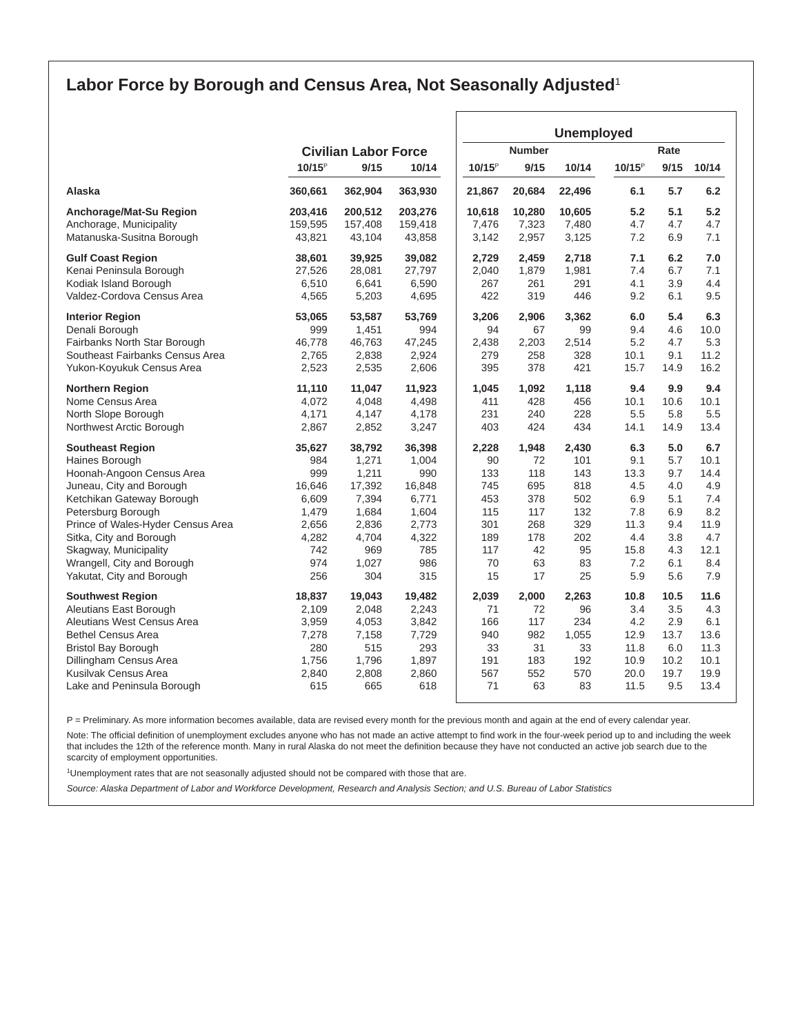## Labor Force by Borough and Census Area, Not Seasonally Adjusted[1]

| | Civilian Labor Force | | | Unemployed Number | | | Unemployed Rate | | |
|---|---|---|---|---|---|---|---|---|---|
| | 10/15[P] | 9/15 | 10/14 | 10/15[P] | 9/15 | 10/14 | 10/15[P] | 9/15 | 10/14 |
| **Alaska** | **360,661** | **362,904** | **363,930** | **21,867** | **20,684** | **22,496** | **6.1** | **5.7** | **6.2** |
| **Anchorage/Mat-Su Region** | **203,416** | **200,512** | **203,276** | **10,618** | **10,280** | **10,605** | **5.2** | **5.1** | **5.2** |
| Anchorage, Municipality | 159,595 | 157,408 | 159,418 | 7,476 | 7,323 | 7,480 | 4.7 | 4.7 | 4.7 |
| Matanuska-Susitna Borough | 43,821 | 43,104 | 43,858 | 3,142 | 2,957 | 3,125 | 7.2 | 6.9 | 7.1 |
| **Gulf Coast Region** | **38,601** | **39,925** | **39,082** | **2,729** | **2,459** | **2,718** | **7.1** | **6.2** | **7.0** |
| Kenai Peninsula Borough | 27,526 | 28,081 | 27,797 | 2,040 | 1,879 | 1,981 | 7.4 | 6.7 | 7.1 |
| Kodiak Island Borough | 6,510 | 6,641 | 6,590 | 267 | 261 | 291 | 4.1 | 3.9 | 4.4 |
| Valdez-Cordova Census Area | 4,565 | 5,203 | 4,695 | 422 | 319 | 446 | 9.2 | 6.1 | 9.5 |
| **Interior Region** | **53,065** | **53,587** | **53,769** | **3,206** | **2,906** | **3,362** | **6.0** | **5.4** | **6.3** |
| Denali Borough | 999 | 1,451 | 994 | 94 | 67 | 99 | 9.4 | 4.6 | 10.0 |
| Fairbanks North Star Borough | 46,778 | 46,763 | 47,245 | 2,438 | 2,203 | 2,514 | 5.2 | 4.7 | 5.3 |
| Southeast Fairbanks Census Area | 2,765 | 2,838 | 2,924 | 279 | 258 | 328 | 10.1 | 9.1 | 11.2 |
| Yukon-Koyukuk Census Area | 2,523 | 2,535 | 2,606 | 395 | 378 | 421 | 15.7 | 14.9 | 16.2 |
| **Northern Region** | **11,110** | **11,047** | **11,923** | **1,045** | **1,092** | **1,118** | **9.4** | **9.9** | **9.4** |
| Nome Census Area | 4,072 | 4,048 | 4,498 | 411 | 428 | 456 | 10.1 | 10.6 | 10.1 |
| North Slope Borough | 4,171 | 4,147 | 4,178 | 231 | 240 | 228 | 5.5 | 5.8 | 5.5 |
| Northwest Arctic Borough | 2,867 | 2,852 | 3,247 | 403 | 424 | 434 | 14.1 | 14.9 | 13.4 |
| **Southeast Region** | **35,627** | **38,792** | **36,398** | **2,228** | **1,948** | **2,430** | **6.3** | **5.0** | **6.7** |
| Haines Borough | 984 | 1,271 | 1,004 | 90 | 72 | 101 | 9.1 | 5.7 | 10.1 |
| Hoonah-Angoon Census Area | 999 | 1,211 | 990 | 133 | 118 | 143 | 13.3 | 9.7 | 14.4 |
| Juneau, City and Borough | 16,646 | 17,392 | 16,848 | 745 | 695 | 818 | 4.5 | 4.0 | 4.9 |
| Ketchikan Gateway Borough | 6,609 | 7,394 | 6,771 | 453 | 378 | 502 | 6.9 | 5.1 | 7.4 |
| Petersburg Borough | 1,479 | 1,684 | 1,604 | 115 | 117 | 132 | 7.8 | 6.9 | 8.2 |
| Prince of Wales-Hyder Census Area | 2,656 | 2,836 | 2,773 | 301 | 268 | 329 | 11.3 | 9.4 | 11.9 |
| Sitka, City and Borough | 4,282 | 4,704 | 4,322 | 189 | 178 | 202 | 4.4 | 3.8 | 4.7 |
| Skagway, Municipality | 742 | 969 | 785 | 117 | 42 | 95 | 15.8 | 4.3 | 12.1 |
| Wrangell, City and Borough | 974 | 1,027 | 986 | 70 | 63 | 83 | 7.2 | 6.1 | 8.4 |
| Yakutat, City and Borough | 256 | 304 | 315 | 15 | 17 | 25 | 5.9 | 5.6 | 7.9 |
| **Southwest Region** | **18,837** | **19,043** | **19,482** | **2,039** | **2,000** | **2,263** | **10.8** | **10.5** | **11.6** |
| Aleutians East Borough | 2,109 | 2,048 | 2,243 | 71 | 72 | 96 | 3.4 | 3.5 | 4.3 |
| Aleutians West Census Area | 3,959 | 4,053 | 3,842 | 166 | 117 | 234 | 4.2 | 2.9 | 6.1 |
| Bethel Census Area | 7,278 | 7,158 | 7,729 | 940 | 982 | 1,055 | 12.9 | 13.7 | 13.6 |
| Bristol Bay Borough | 280 | 515 | 293 | 33 | 31 | 33 | 11.8 | 6.0 | 11.3 |
| Dillingham Census Area | 1,756 | 1,796 | 1,897 | 191 | 183 | 192 | 10.9 | 10.2 | 10.1 |
| Kusilvak Census Area | 2,840 | 2,808 | 2,860 | 567 | 552 | 570 | 20.0 | 19.7 | 19.9 |
| Lake and Peninsula Borough | 615 | 665 | 618 | 71 | 63 | 83 | 11.5 | 9.5 | 13.4 |

P = Preliminary. As more information becomes available, data are revised every month for the previous month and again at the end of every calendar year.

Note: The official definition of unemployment excludes anyone who has not made an active attempt to find work in the four-week period up to and including the week that includes the 12th of the reference month. Many in rural Alaska do not meet the definition because they have not conducted an active job search due to the scarcity of employment opportunities.

[1]Unemployment rates that are not seasonally adjusted should not be compared with those that are.

*Source: Alaska Department of Labor and Workforce Development, Research and Analysis Section; and U.S. Bureau of Labor Statistics*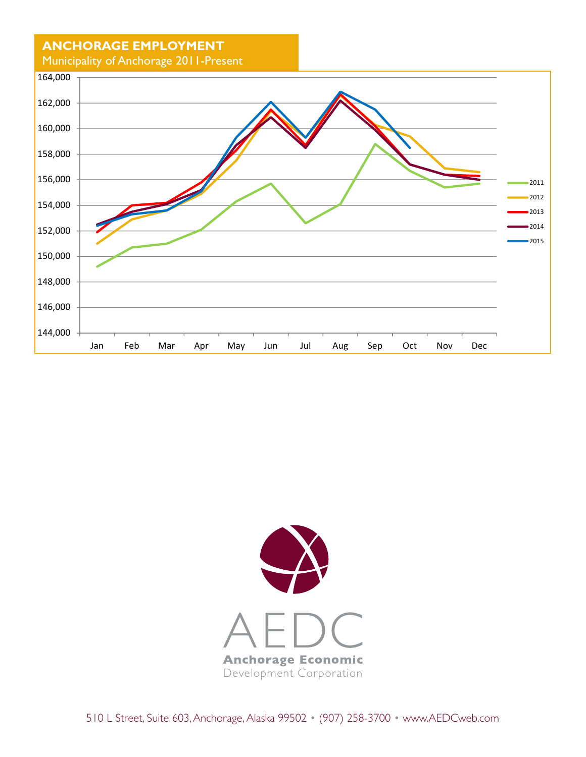## ANCHORAGE EMPLOYMENT

Municipality of Anchorage 2011-Present

164,000
162,000
160,000
158,000
156,000
154,000
152,000
150,000
148,000
146,000
144,000

Jan Feb Mar Apr May Jun Jul Aug Sep Oct Nov Dec

2011
2012
2013
2014
2015

AEDC

**Anchorage Economic**
Development Corporation

510 L Street, Suite 603, Anchorage, Alaska 99502 • (907) 258-3700 • www.AEDCweb.com